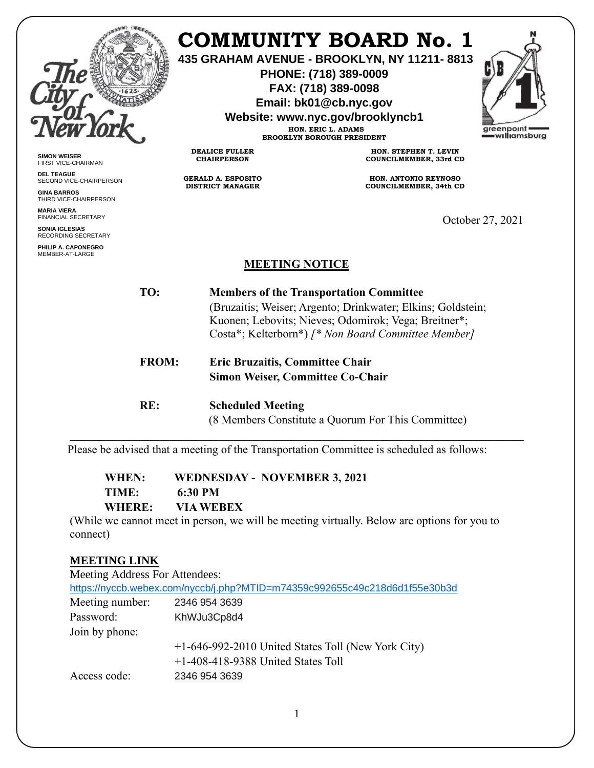# COMMUNITY BOARD No. 1

**435 GRAHAM AVENUE - BROOKLYN, NY 11211- 8813**
**PHONE: (718) 389-0009**
**FAX: (718) 389-0098**
**Email: bk01@cb.nyc.gov**
**Website: www.nyc.gov/brooklyncb1**

**HON. ERIC L. ADAMS**
**BROOKLYN BOROUGH PRESIDENT**

**SIMON WEISER**
FIRST VICE-CHAIRMAN

**DEL TEAGUE**
SECOND VICE-CHAIRPERSON

**GINA BARROS**
THIRD VICE-CHAIRPERSON

**MARIA VIERA**
FINANCIAL SECRETARY

**SONIA IGLESIAS**
RECORDING SECRETARY

**PHILIP A. CAPONEGRO**
MEMBER-AT-LARGE

**DEALICE FULLER**
**CHAIRPERSON**

**GERALD A. ESPOSITO**
**DISTRICT MANAGER**

**HON. STEPHEN T. LEVIN**
**COUNCILMEMBER, 33rd CD**

**HON. ANTONIO REYNOSO**
**COUNCILMEMBER, 34th CD**

October 27, 2021

## MEETING NOTICE

**TO:** **Members of the Transportation Committee**
(Bruzaitis; Weiser; Argento; Drinkwater; Elkins; Goldstein; Kuonen; Lebovits; Nieves; Odomirok; Vega; Breitner*; Costa*; Kelterborn*) *[* Non Board Committee Member]*

**FROM:** **Eric Bruzaitis, Committee Chair**
**Simon Weiser, Committee Co-Chair**

**RE:** **Scheduled Meeting**
(8 Members Constitute a Quorum For This Committee)

---

Please be advised that a meeting of the Transportation Committee is scheduled as follows:

**WHEN:** **WEDNESDAY - NOVEMBER 3, 2021**
**TIME:** **6:30 PM**
**WHERE:** **VIA WEBEX**

(While we cannot meet in person, we will be meeting virtually. Below are options for you to connect)

**MEETING LINK**

Meeting Address For Attendees:
https://nyccb.webex.com/nyccb/j.php?MTID=m74359c992655c49c218d6d1f55e30b3d

Meeting number: 2346 954 3639
Password: KhWJu3Cp8d4
Join by phone:
+1-646-992-2010 United States Toll (New York City)
+1-408-418-9388 United States Toll
Access code: 2346 954 3639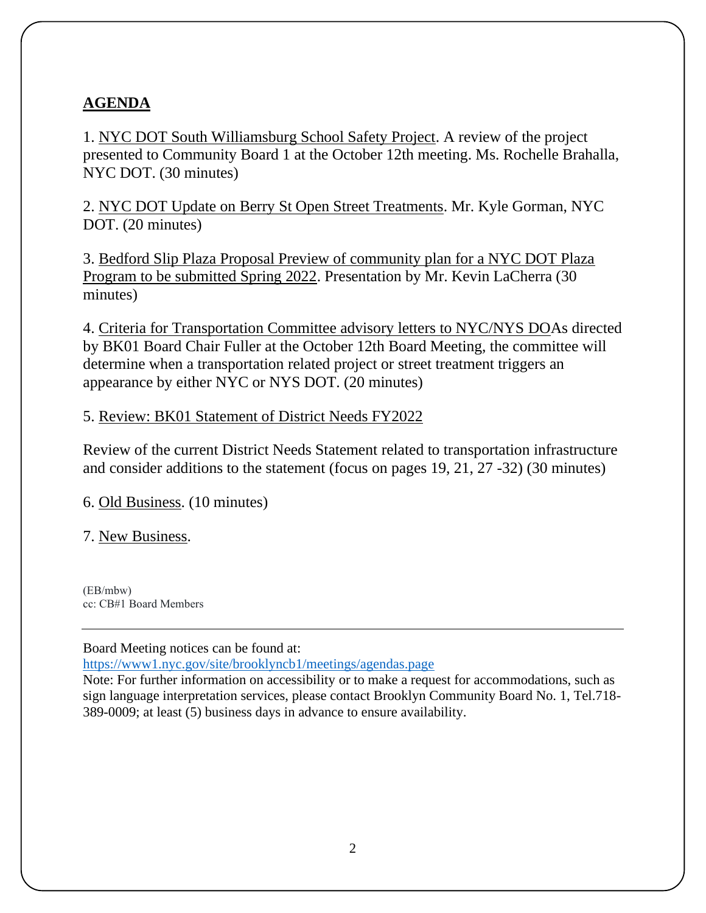## AGENDA

1. NYC DOT South Williamsburg School Safety Project. A review of the project presented to Community Board 1 at the October 12th meeting. Ms. Rochelle Brahalla, NYC DOT. (30 minutes)

2. NYC DOT Update on Berry St Open Street Treatments. Mr. Kyle Gorman, NYC DOT. (20 minutes)

3. Bedford Slip Plaza Proposal Preview of community plan for a NYC DOT Plaza Program to be submitted Spring 2022. Presentation by Mr. Kevin LaCherra (30 minutes)

4. Criteria for Transportation Committee advisory letters to NYC/NYS DOAs directed by BK01 Board Chair Fuller at the October 12th Board Meeting, the committee will determine when a transportation related project or street treatment triggers an appearance by either NYC or NYS DOT. (20 minutes)

5. Review: BK01 Statement of District Needs FY2022

Review of the current District Needs Statement related to transportation infrastructure and consider additions to the statement (focus on pages 19, 21, 27 -32) (30 minutes)

6. Old Business. (10 minutes)

7. New Business.

(EB/mbw)
cc: CB#1 Board Members

---

Board Meeting notices can be found at:
https://www1.nyc.gov/site/brooklyncb1/meetings/agendas.page
Note: For further information on accessibility or to make a request for accommodations, such as sign language interpretation services, please contact Brooklyn Community Board No. 1, Tel.718-389-0009; at least (5) business days in advance to ensure availability.